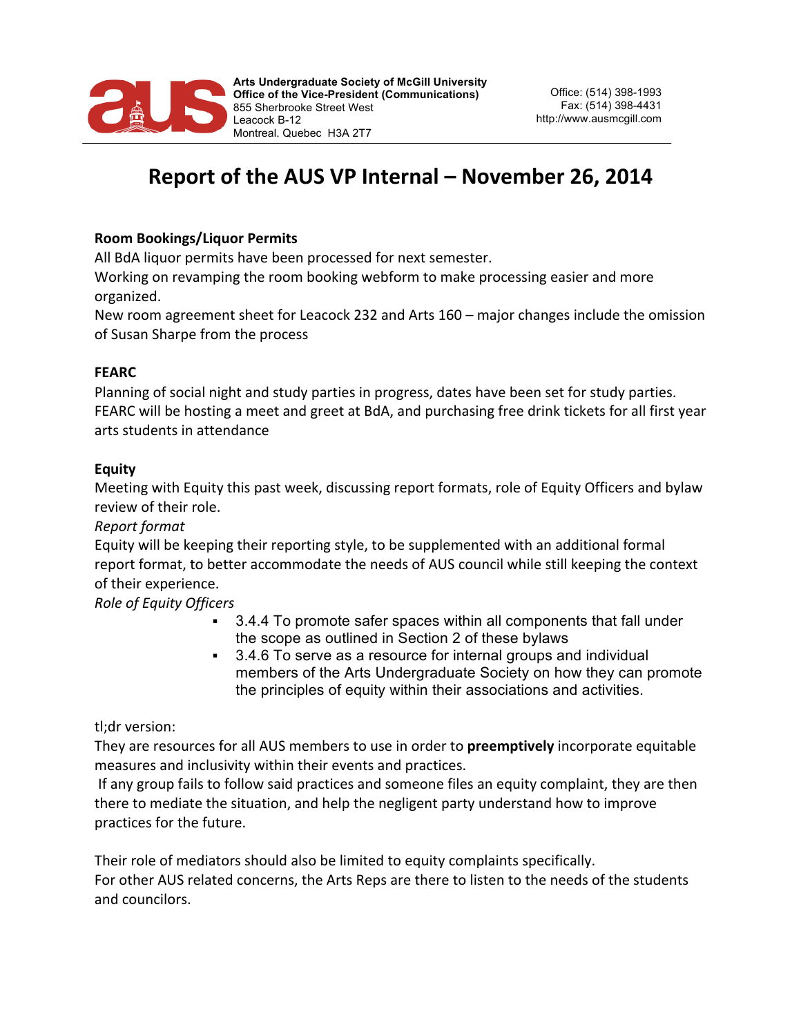Arts Undergraduate Society of McGill University
Office of the Vice-President (Communications)
855 Sherbrooke Street West
Leacock B-12
Montreal, Quebec H3A 2T7

Office: (514) 398-1993
Fax: (514) 398-4431
http://www.ausmcgill.com

# Report of the AUS VP Internal – November 26, 2014

**Room Bookings/Liquor Permits**

All BdA liquor permits have been processed for next semester.
Working on revamping the room booking webform to make processing easier and more organized.
New room agreement sheet for Leacock 232 and Arts 160 – major changes include the omission of Susan Sharpe from the process

**FEARC**

Planning of social night and study parties in progress, dates have been set for study parties.
FEARC will be hosting a meet and greet at BdA, and purchasing free drink tickets for all first year arts students in attendance

**Equity**

Meeting with Equity this past week, discussing report formats, role of Equity Officers and bylaw review of their role.

*Report format*

Equity will be keeping their reporting style, to be supplemented with an additional formal report format, to better accommodate the needs of AUS council while still keeping the context of their experience.

*Role of Equity Officers*

- 3.4.4 To promote safer spaces within all components that fall under the scope as outlined in Section 2 of these bylaws
- 3.4.6 To serve as a resource for internal groups and individual members of the Arts Undergraduate Society on how they can promote the principles of equity within their associations and activities.

tl;dr version:

They are resources for all AUS members to use in order to **preemptively** incorporate equitable measures and inclusivity within their events and practices.

If any group fails to follow said practices and someone files an equity complaint, they are then there to mediate the situation, and help the negligent party understand how to improve practices for the future.

Their role of mediators should also be limited to equity complaints specifically.
For other AUS related concerns, the Arts Reps are there to listen to the needs of the students and councilors.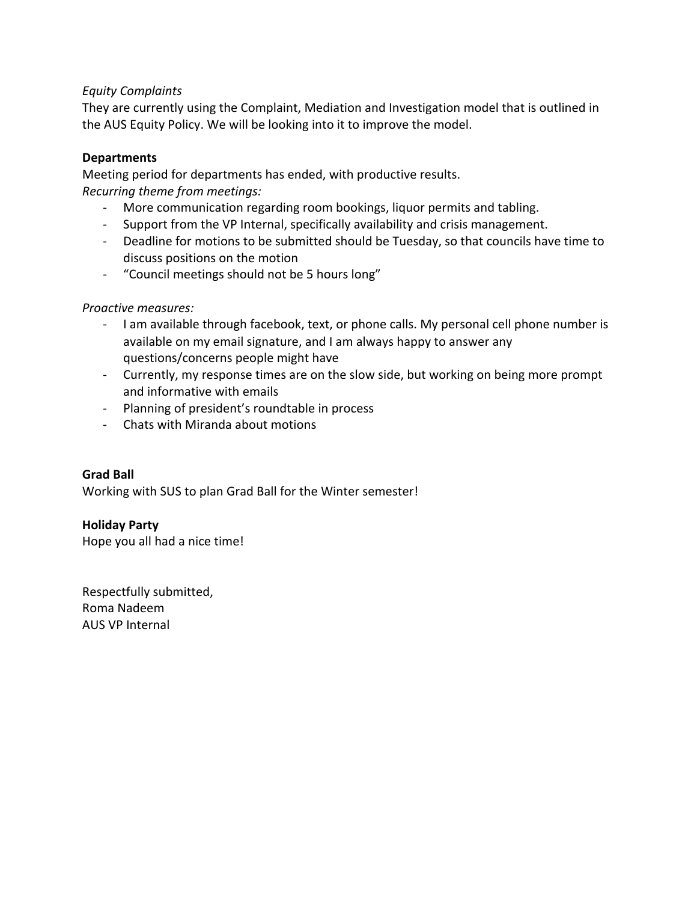*Equity Complaints*

They are currently using the Complaint, Mediation and Investigation model that is outlined in the AUS Equity Policy. We will be looking into it to improve the model.

**Departments**

Meeting period for departments has ended, with productive results.

*Recurring theme from meetings:*

- More communication regarding room bookings, liquor permits and tabling.
- Support from the VP Internal, specifically availability and crisis management.
- Deadline for motions to be submitted should be Tuesday, so that councils have time to discuss positions on the motion
- "Council meetings should not be 5 hours long"

*Proactive measures:*

- I am available through facebook, text, or phone calls. My personal cell phone number is available on my email signature, and I am always happy to answer any questions/concerns people might have
- Currently, my response times are on the slow side, but working on being more prompt and informative with emails
- Planning of president's roundtable in process
- Chats with Miranda about motions

**Grad Ball**

Working with SUS to plan Grad Ball for the Winter semester!

**Holiday Party**

Hope you all had a nice time!

Respectfully submitted,
Roma Nadeem
AUS VP Internal